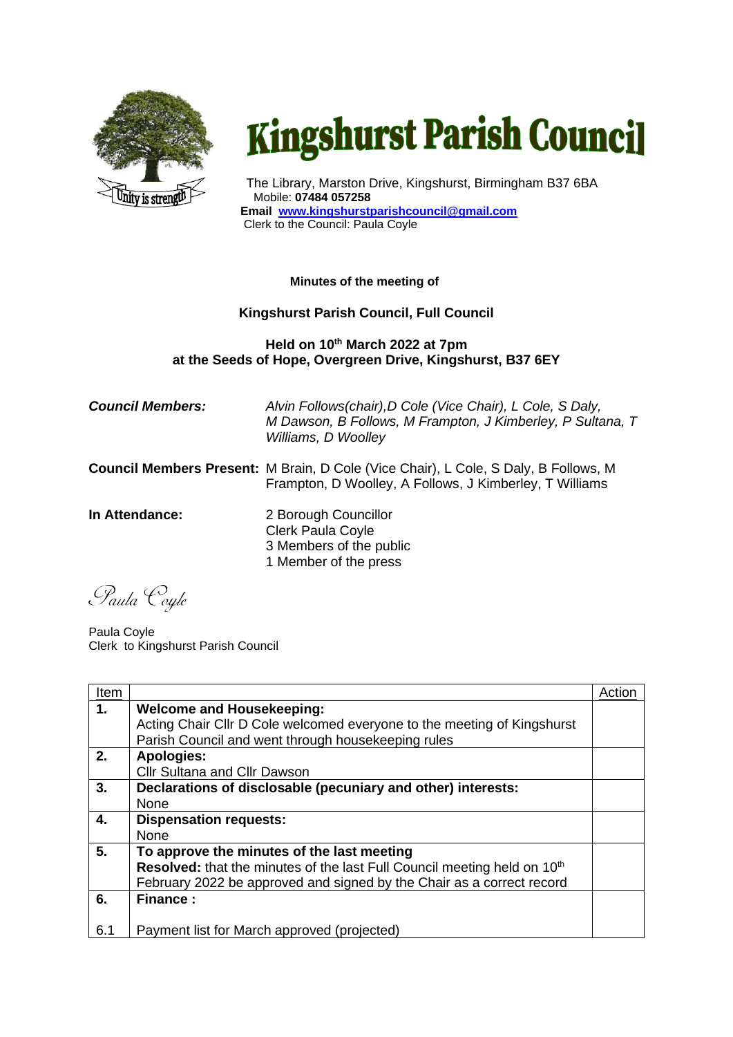# Kingshurst Parish Council

The Library, Marston Drive, Kingshurst, Birmingham B37 6BA
Mobile: **07484 057258**
**Email** **www.kingshurstparishcouncil@gmail.com**
Clerk to the Council: Paula Coyle

**Minutes of the meeting of**

**Kingshurst Parish Council, Full Council**

**Held on 10th March 2022 at 7pm**
**at the Seeds of Hope, Overgreen Drive, Kingshurst, B37 6EY**

***Council Members:*** *Alvin Follows(chair),D Cole (Vice Chair), L Cole, S Daly, M Dawson, B Follows, M Frampton, J Kimberley, P Sultana, T Williams, D Woolley*

**Council Members Present:** M Brain, D Cole (Vice Chair), L Cole, S Daly, B Follows, M Frampton, D Woolley, A Follows, J Kimberley, T Williams

**In Attendance:**
2 Borough Councillor
Clerk Paula Coyle
3 Members of the public
1 Member of the press

*Paula Coyle*

Paula Coyle
Clerk to Kingshurst Parish Council

| Item | | Action |
|---|---|---|
| **1.** | **Welcome and Housekeeping:** Acting Chair Cllr D Cole welcomed everyone to the meeting of Kingshurst Parish Council and went through housekeeping rules | |
| **2.** | **Apologies:** Cllr Sultana and Cllr Dawson | |
| **3.** | **Declarations of disclosable (pecuniary and other) interests:** None | |
| **4.** | **Dispensation requests:** None | |
| **5.** | **To approve the minutes of the last meeting** **Resolved:** that the minutes of the last Full Council meeting held on 10th February 2022 be approved and signed by the Chair as a correct record | |
| **6.** | **Finance :** | |
| 6.1 | Payment list for March approved (projected) | |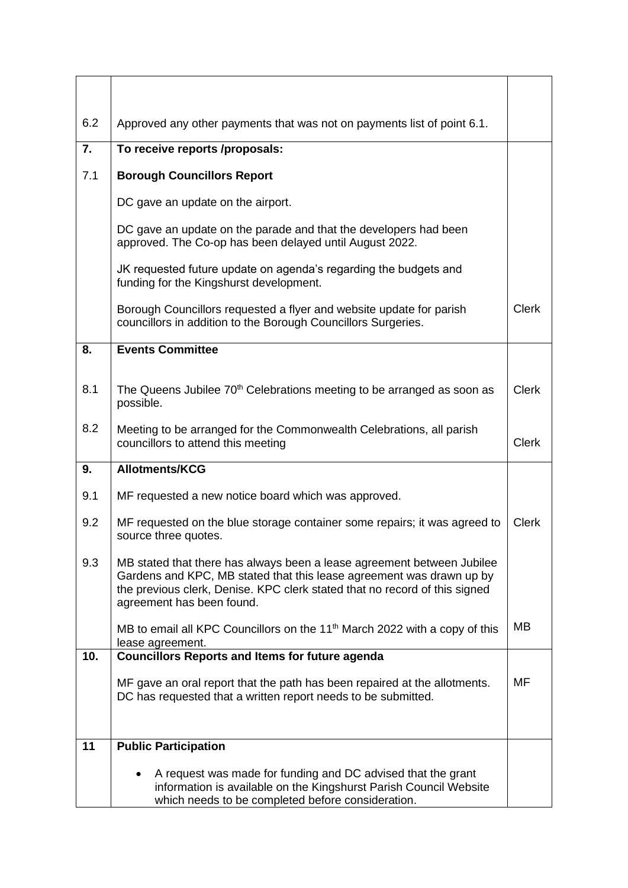| | | |
|---|---|---|
| 6.2 | Approved any other payments that was not on payments list of point 6.1. | |
| **7.** | **To receive reports /proposals:** | |
| 7.1 | **Borough Councillors Report** | |
| | DC gave an update on the airport. | |
| | DC gave an update on the parade and that the developers had been approved. The Co-op has been delayed until August 2022. | |
| | JK requested future update on agenda's regarding the budgets and funding for the Kingshurst development. | |
| | Borough Councillors requested a flyer and website update for parish councillors in addition to the Borough Councillors Surgeries. | Clerk |
| **8.** | **Events Committee** | |
| 8.1 | The Queens Jubilee 70th Celebrations meeting to be arranged as soon as possible. | Clerk |
| 8.2 | Meeting to be arranged for the Commonwealth Celebrations, all parish councillors to attend this meeting | Clerk |
| **9.** | **Allotments/KCG** | |
| 9.1 | MF requested a new notice board which was approved. | |
| 9.2 | MF requested on the blue storage container some repairs; it was agreed to source three quotes. | Clerk |
| 9.3 | MB stated that there has always been a lease agreement between Jubilee Gardens and KPC, MB stated that this lease agreement was drawn up by the previous clerk, Denise. KPC clerk stated that no record of this signed agreement has been found. | |
| | MB to email all KPC Councillors on the 11th March 2022 with a copy of this lease agreement. | MB |
| **10.** | **Councillors Reports and Items for future agenda** | |
| | MF gave an oral report that the path has been repaired at the allotments. DC has requested that a written report needs to be submitted. | MF |
| **11** | **Public Participation** | |
| | • A request was made for funding and DC advised that the grant information is available on the Kingshurst Parish Council Website which needs to be completed before consideration. | |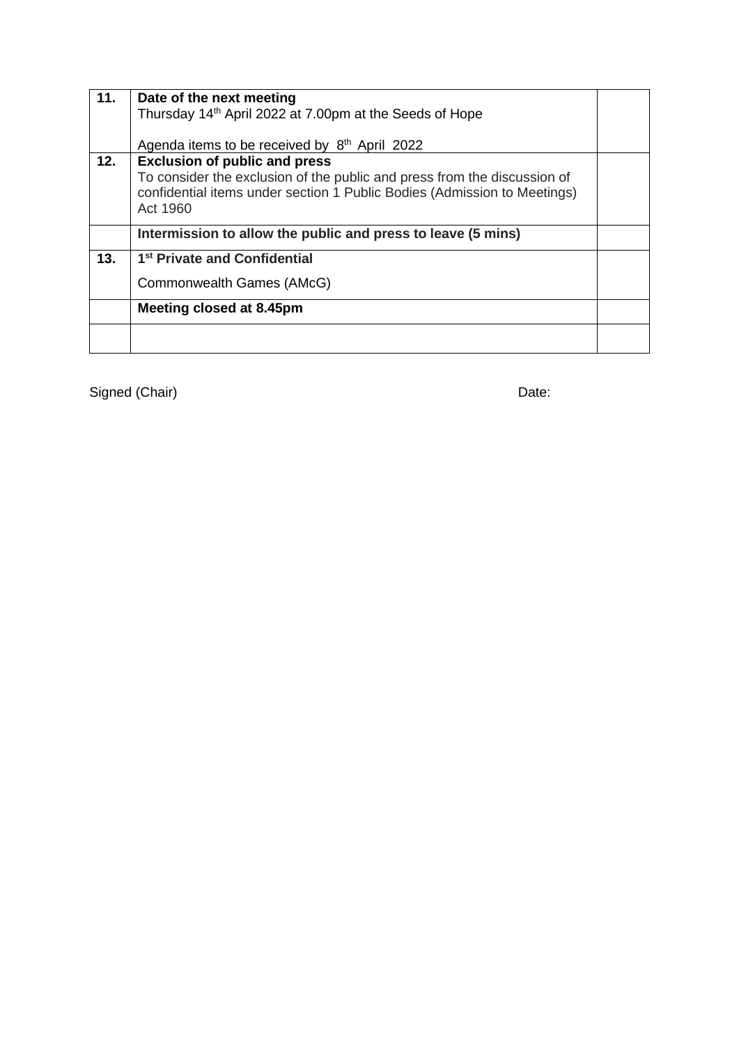| | | |
|---|---|---|
| **11.** | **Date of the next meeting**<br>Thursday 14th April 2022 at 7.00pm at the Seeds of Hope<br><br>Agenda items to be received by 8th April 2022 | |
| **12.** | **Exclusion of public and press**<br>To consider the exclusion of the public and press from the discussion of confidential items under section 1 Public Bodies (Admission to Meetings) Act 1960 | |
| | **Intermission to allow the public and press to leave (5 mins)** | |
| **13.** | **1st Private and Confidential**<br><br>Commonwealth Games (AMcG) | |
| | **Meeting closed at 8.45pm** | |
| | | |

Signed (Chair) Date: